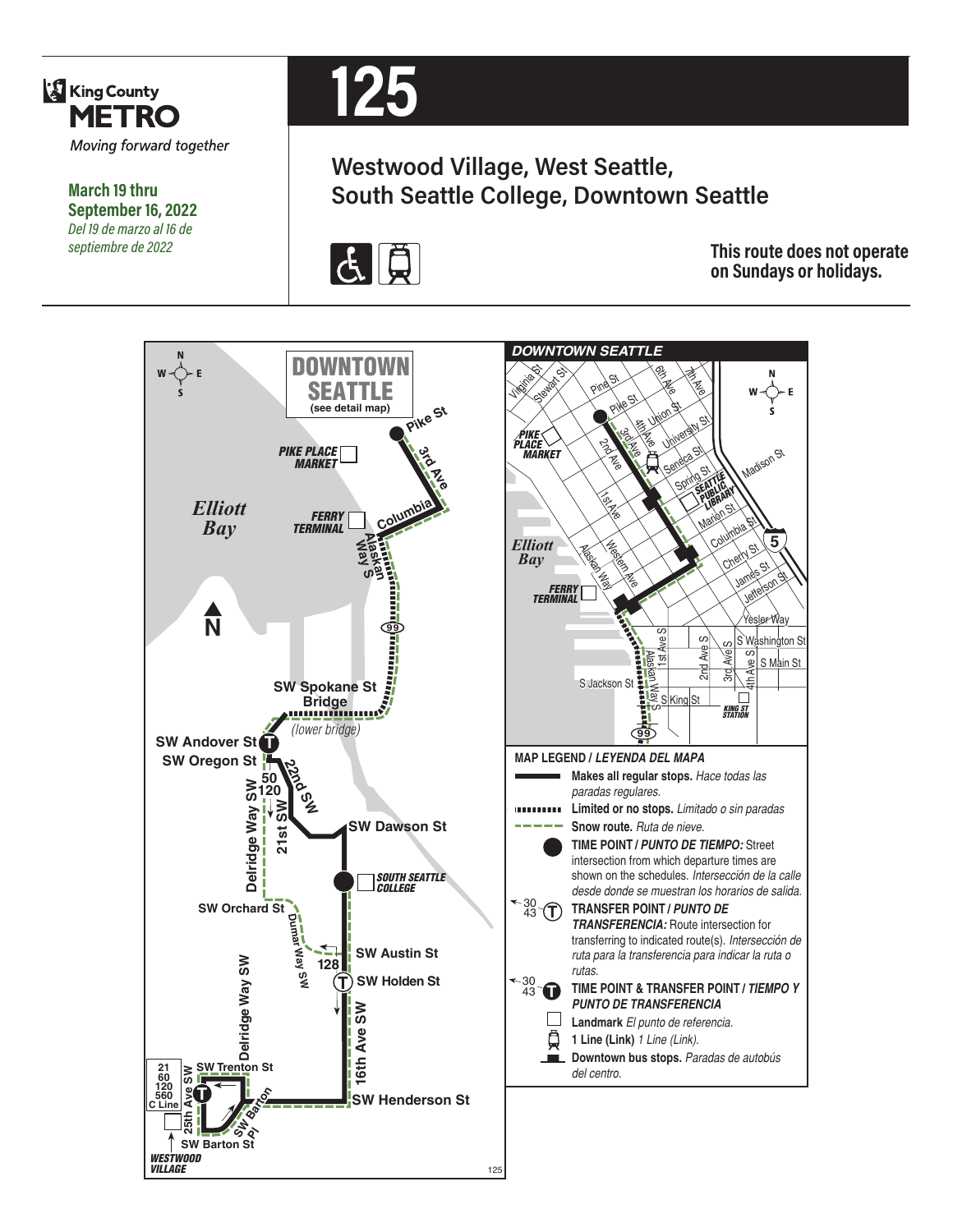King County METRO

*Moving forward together*

**March 19 thru September 16, 2022**

*Del 19 de marzo al 16 de septiembre de 2022*

# 125

## Westwood Village, West Seattle, South Seattle College, Downtown Seattle

**This route does not operate on Sundays or holidays.**

DOWNTOWN SEATTLE (see detail map)

Pike St, 3rd Ave, PIKE PLACE MARKET, Elliott Bay, FERRY TERMINAL, Columbia, Alaskan Way S, 99, SW Spokane St Bridge (lower bridge), SW Andover St, SW Oregon St, 50, 120, 22nd SW, Delridge Way SW, 21st SW, SW Dawson St, SOUTH SEATTLE COLLEGE, SW Orchard St, Dumar Way SW, 128, SW Austin St, SW Holden St, 16th Ave SW, Delridge Way SW, SW Trenton St, 21, 60, 120, 560, C Line, 25th Ave SW, SW Barton Pl, SW Henderson St, SW Barton St, WESTWOOD VILLAGE

*DOWNTOWN SEATTLE*

Virginia St, Stewart St, Pine St, 6th Ave, 7th Ave, Pike St, Union St, 4th Ave, 3rd Ave, University St, PIKE PLACE MARKET, 2nd Ave, Seneca St, Madison St, Spring St, SEATTLE PUBLIC LIBRARY, 1st Ave, Marion St, Columbia St, 5, Elliott Bay, Western Ave, Cherry St, Alaskan Way, James St, Jefferson St, FERRY TERMINAL, Yesler Way, S Washington St, 1st Ave S, 2nd Ave S, 3rd Ave S, 4th Ave S, S Main St, S Jackson St, Alaskan Way S, S King St, KING ST STATION, 99

**MAP LEGEND / *LEYENDA DEL MAPA***

- **Makes all regular stops.** *Hace todas las paradas regulares.*
- **Limited or no stops.** *Limitado o sin paradas*
- **Snow route.** *Ruta de nieve.*
- **TIME POINT / *PUNTO DE TIEMPO:*** Street intersection from which departure times are shown on the schedules. *Intersección de la calle desde donde se muestran los horarios de salida.*
- **TRANSFER POINT / *PUNTO DE TRANSFERENCIA:*** Route intersection for transferring to indicated route(s). *Intersección de ruta para la transferencia para indicar la ruta o rutas.*
- **TIME POINT & TRANSFER POINT / *TIEMPO Y PUNTO DE TRANSFERENCIA***
- **Landmark** *El punto de referencia.*
- **1 Line (Link)** *1 Line (Link).*
- **Downtown bus stops.** *Paradas de autobús del centro.*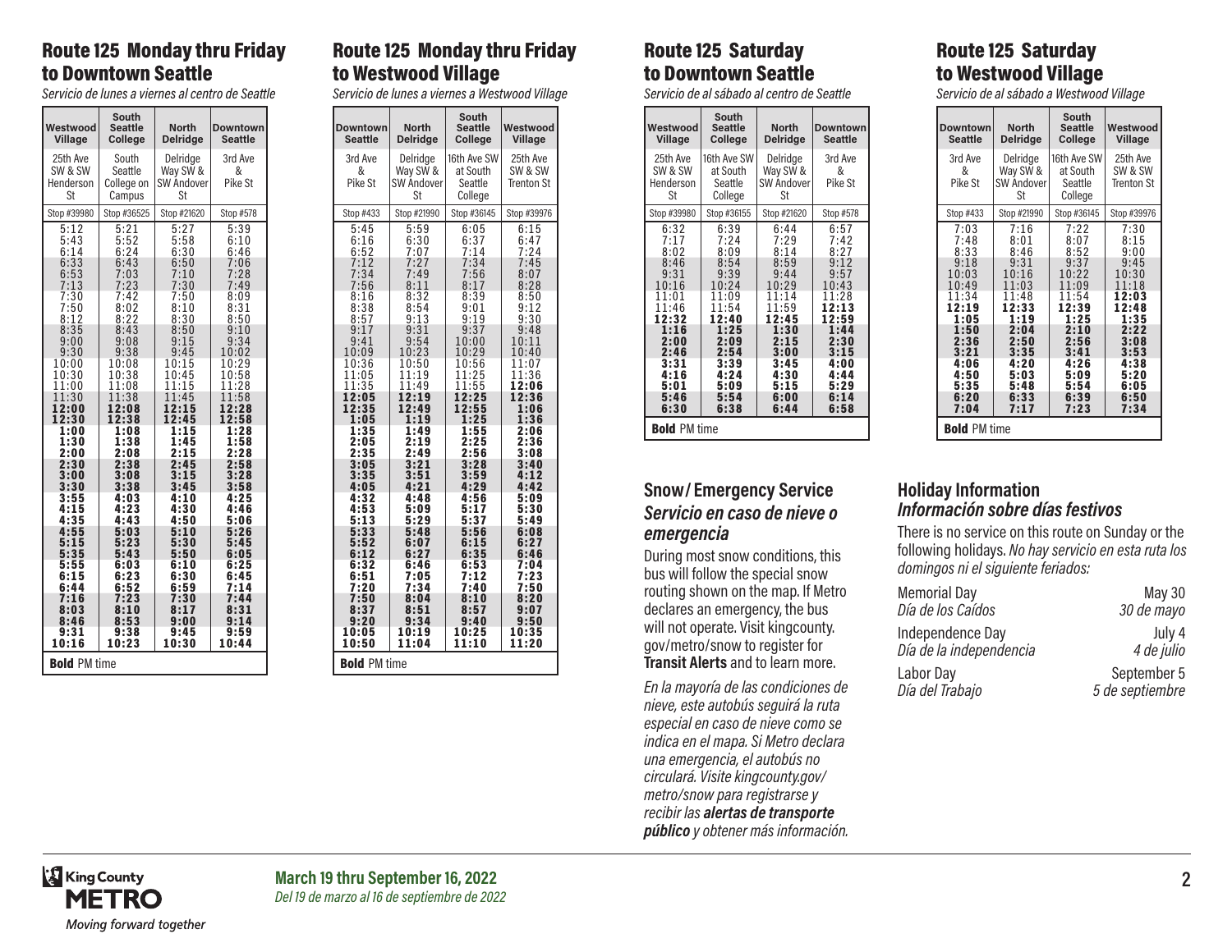## Route 125 Monday thru Friday to Downtown Seattle

*Servicio de lunes a viernes al centro de Seattle*

| Westwood Village | South Seattle College | North Delridge | Downtown Seattle |
|---|---|---|---|
| 25th Ave SW & SW Henderson St | South Seattle College on Campus | Delridge Way SW & SW Andover St | 3rd Ave & Pike St |
| Stop #39980 | Stop #36525 | Stop #21620 | Stop #578 |
| 5:12 | 5:21 | 5:27 | 5:39 |
| 5:43 | 5:52 | 5:58 | 6:10 |
| 6:14 | 6:24 | 6:30 | 6:46 |
| 6:33 | 6:43 | 6:50 | 7:06 |
| 6:53 | 7:03 | 7:10 | 7:28 |
| 7:13 | 7:23 | 7:30 | 7:49 |
| 7:30 | 7:42 | 7:50 | 8:09 |
| 7:50 | 8:02 | 8:10 | 8:31 |
| 8:12 | 8:22 | 8:30 | 8:50 |
| 8:35 | 8:43 | 8:50 | 9:10 |
| 9:00 | 9:08 | 9:15 | 9:34 |
| 9:30 | 9:38 | 9:45 | 10:02 |
| 10:00 | 10:08 | 10:15 | 10:29 |
| 10:30 | 10:38 | 10:45 | 10:58 |
| 11:00 | 11:08 | 11:15 | 11:28 |
| 11:30 | 11:38 | 11:45 | 11:58 |
| **12:00** | **12:08** | **12:15** | **12:28** |
| **12:30** | **12:38** | **12:45** | **12:58** |
| **1:00** | **1:08** | **1:15** | **1:28** |
| **1:30** | **1:38** | **1:45** | **1:58** |
| **2:00** | **2:08** | **2:15** | **2:28** |
| **2:30** | **2:38** | **2:45** | **2:58** |
| **3:00** | **3:08** | **3:15** | **3:28** |
| **3:30** | **3:38** | **3:45** | **3:58** |
| **3:55** | **4:03** | **4:10** | **4:25** |
| **4:15** | **4:23** | **4:30** | **4:46** |
| **4:35** | **4:43** | **4:50** | **5:06** |
| **4:55** | **5:03** | **5:10** | **5:26** |
| **5:15** | **5:23** | **5:30** | **5:45** |
| **5:35** | **5:43** | **5:50** | **6:05** |
| **5:55** | **6:03** | **6:10** | **6:25** |
| **6:15** | **6:23** | **6:30** | **6:45** |
| **6:44** | **6:52** | **6:59** | **7:14** |
| **7:16** | **7:23** | **7:30** | **7:44** |
| **8:03** | **8:10** | **8:17** | **8:31** |
| **8:46** | **8:53** | **9:00** | **9:14** |
| **9:31** | **9:38** | **9:45** | **9:59** |
| **10:16** | **10:23** | **10:30** | **10:44** |

**Bold** PM time

## Route 125 Monday thru Friday to Westwood Village

*Servicio de lunes a viernes a Westwood Village*

| Downtown Seattle | North Delridge | South Seattle College | Westwood Village |
|---|---|---|---|
| 3rd Ave & Pike St | Delridge Way SW & SW Andover St | 16th Ave SW at South Seattle College | 25th Ave SW & SW Trenton St |
| Stop #433 | Stop #21990 | Stop #36145 | Stop #39976 |
| 5:45 | 5:59 | 6:05 | 6:15 |
| 6:16 | 6:30 | 6:37 | 6:47 |
| 6:52 | 7:07 | 7:14 | 7:24 |
| 7:12 | 7:27 | 7:34 | 7:45 |
| 7:34 | 7:49 | 7:56 | 8:07 |
| 7:56 | 8:11 | 8:17 | 8:28 |
| 8:16 | 8:32 | 8:39 | 8:50 |
| 8:38 | 8:54 | 9:01 | 9:12 |
| 8:57 | 9:13 | 9:19 | 9:30 |
| 9:17 | 9:31 | 9:37 | 9:48 |
| 9:41 | 9:54 | 10:00 | 10:11 |
| 10:09 | 10:23 | 10:29 | 10:40 |
| 10:36 | 10:50 | 10:56 | 11:07 |
| 11:05 | 11:19 | 11:25 | 11:36 |
| 11:35 | 11:49 | 11:55 | **12:06** |
| **12:05** | **12:19** | **12:25** | **12:36** |
| **12:35** | **12:49** | **12:55** | **1:06** |
| **1:05** | **1:19** | **1:25** | **1:36** |
| **1:35** | **1:49** | **1:55** | **2:06** |
| **2:05** | **2:19** | **2:25** | **2:36** |
| **2:35** | **2:49** | **2:56** | **3:08** |
| **3:05** | **3:21** | **3:28** | **3:40** |
| **3:35** | **3:51** | **3:59** | **4:12** |
| **4:05** | **4:21** | **4:29** | **4:42** |
| **4:32** | **4:48** | **4:56** | **5:09** |
| **4:53** | **5:09** | **5:17** | **5:30** |
| **5:13** | **5:29** | **5:37** | **5:49** |
| **5:33** | **5:48** | **5:56** | **6:08** |
| **5:52** | **6:07** | **6:15** | **6:27** |
| **6:12** | **6:27** | **6:35** | **6:46** |
| **6:32** | **6:46** | **6:53** | **7:04** |
| **6:51** | **7:05** | **7:12** | **7:23** |
| **7:20** | **7:34** | **7:40** | **7:50** |
| **7:50** | **8:04** | **8:10** | **8:20** |
| **8:37** | **8:51** | **8:57** | **9:07** |
| **9:20** | **9:34** | **9:40** | **9:50** |
| **10:05** | **10:19** | **10:25** | **10:35** |
| **10:50** | **11:04** | **11:10** | **11:20** |

**Bold** PM time

## Route 125 Saturday to Downtown Seattle

*Servicio de al sábado al centro de Seattle*

| Westwood Village | South Seattle College | North Delridge | Downtown Seattle |
|---|---|---|---|
| 25th Ave SW & SW Henderson St | 16th Ave SW at South Seattle College | Delridge Way SW & SW Andover St | 3rd Ave & Pike St |
| Stop #39980 | Stop #36155 | Stop #21620 | Stop #578 |
| 6:32 | 6:39 | 6:44 | 6:57 |
| 7:17 | 7:24 | 7:29 | 7:42 |
| 8:02 | 8:09 | 8:14 | 8:27 |
| 8:46 | 8:54 | 8:59 | 9:12 |
| 9:31 | 9:39 | 9:44 | 9:57 |
| 10:16 | 10:24 | 10:29 | 10:43 |
| 11:01 | 11:09 | 11:14 | 11:28 |
| 11:46 | 11:54 | 11:59 | **12:13** |
| **12:32** | **12:40** | **12:45** | **12:59** |
| **1:16** | **1:25** | **1:30** | **1:44** |
| **2:00** | **2:09** | **2:15** | **2:30** |
| **2:46** | **2:54** | **3:00** | **3:15** |
| **3:31** | **3:39** | **3:45** | **4:00** |
| **4:16** | **4:24** | **4:30** | **4:44** |
| **5:01** | **5:09** | **5:15** | **5:29** |
| **5:46** | **5:54** | **6:00** | **6:14** |
| **6:30** | **6:38** | **6:44** | **6:58** |

**Bold** PM time

## Route 125 Saturday to Westwood Village

*Servicio de al sábado a Westwood Village*

| Downtown Seattle | North Delridge | South Seattle College | Westwood Village |
|---|---|---|---|
| 3rd Ave & Pike St | Delridge Way SW & SW Andover St | 16th Ave SW at South Seattle College | 25th Ave SW & SW Trenton St |
| Stop #433 | Stop #21990 | Stop #36145 | Stop #39976 |
| 7:03 | 7:16 | 7:22 | 7:30 |
| 7:48 | 8:01 | 8:07 | 8:15 |
| 8:33 | 8:46 | 8:52 | 9:00 |
| 9:18 | 9:31 | 9:37 | 9:45 |
| 10:03 | 10:16 | 10:22 | 10:30 |
| 10:49 | 11:03 | 11:09 | 11:18 |
| 11:34 | 11:48 | 11:54 | **12:03** |
| **12:19** | **12:33** | **12:39** | **12:48** |
| **1:05** | **1:19** | **1:25** | **1:35** |
| **1:50** | **2:04** | **2:10** | **2:22** |
| **2:36** | **2:50** | **2:56** | **3:08** |
| **3:21** | **3:35** | **3:41** | **3:53** |
| **4:06** | **4:20** | **4:26** | **4:38** |
| **4:50** | **5:03** | **5:09** | **5:20** |
| **5:35** | **5:48** | **5:54** | **6:05** |
| **6:20** | **6:33** | **6:39** | **6:50** |
| **7:04** | **7:17** | **7:23** | **7:34** |

**Bold** PM time

## Snow/Emergency Service
### *Servicio en caso de nieve o emergencia*

During most snow conditions, this bus will follow the special snow routing shown on the map. If Metro declares an emergency, the bus will not operate. Visit kingcounty.gov/metro/snow to register for **Transit Alerts** and to learn more.

*En la mayoría de las condiciones de nieve, este autobús seguirá la ruta especial en caso de nieve como se indica en el mapa. Si Metro declara una emergencia, el autobús no circulará. Visite kingcounty.gov/metro/snow para registrarse y recibir las **alertas de transporte público** y obtener más información.*

## Holiday Information
### *Información sobre días festivos*

There is no service on this route on Sunday or the following holidays. *No hay servicio en esta ruta los domingos ni el siguiente feriados:*

| | |
|---|---|
| Memorial Day *Día de los Caídos* | May 30 *30 de mayo* |
| Independence Day *Día de la independencia* | July 4 *4 de julio* |
| Labor Day *Día del Trabajo* | September 5 *5 de septiembre* |

King County METRO *Moving forward together*

**March 19 thru September 16, 2022**
*Del 19 de marzo al 16 de septiembre de 2022*